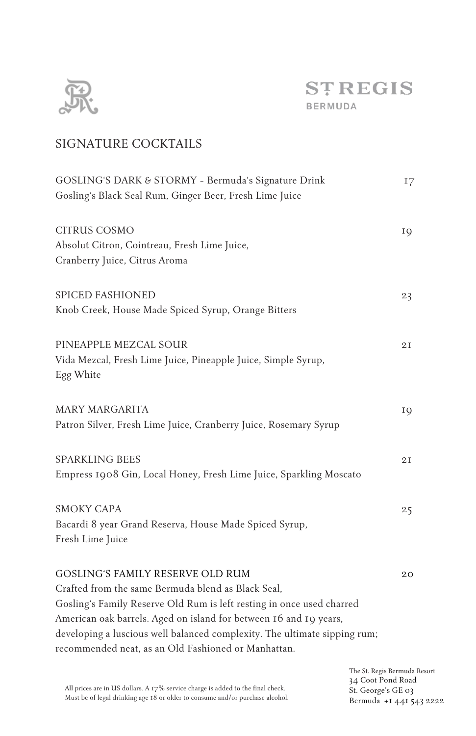ST REGIS
BERMUDA

## SIGNATURE COCKTAILS

**GOSLING'S DARK & STORMY** - Bermuda's Signature Drink — 17
Gosling's Black Seal Rum, Ginger Beer, Fresh Lime Juice

**CITRUS COSMO** — 19
Absolut Citron, Cointreau, Fresh Lime Juice,
Cranberry Juice, Citrus Aroma

**SPICED FASHIONED** — 23
Knob Creek, House Made Spiced Syrup, Orange Bitters

**PINEAPPLE MEZCAL SOUR** — 21
Vida Mezcal, Fresh Lime Juice, Pineapple Juice, Simple Syrup,
Egg White

**MARY MARGARITA** — 19
Patron Silver, Fresh Lime Juice, Cranberry Juice, Rosemary Syrup

**SPARKLING BEES** — 21
Empress 1908 Gin, Local Honey, Fresh Lime Juice, Sparkling Moscato

**SMOKY CAPA** — 25
Bacardi 8 year Grand Reserva, House Made Spiced Syrup,
Fresh Lime Juice

**GOSLING'S FAMILY RESERVE OLD RUM** — 20
Crafted from the same Bermuda blend as Black Seal,
Gosling's Family Reserve Old Rum is left resting in once used charred
American oak barrels. Aged on island for between 16 and 19 years,
developing a luscious well balanced complexity. The ultimate sipping rum;
recommended neat, as an Old Fashioned or Manhattan.

All prices are in US dollars. A 17% service charge is added to the final check.
Must be of legal drinking age 18 or older to consume and/or purchase alcohol.

The St. Regis Bermuda Resort
34 Coot Pond Road
St. George's GE 03
Bermuda +1 441 543 2222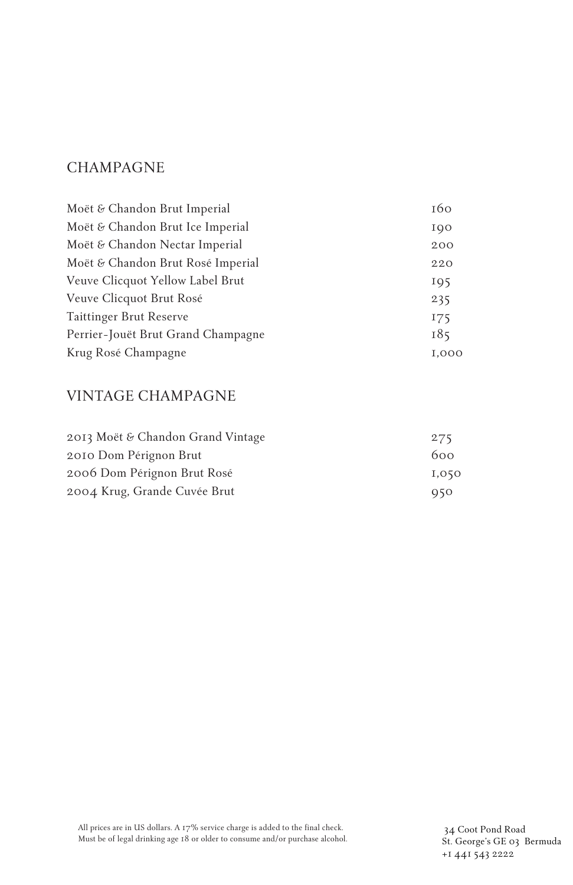## CHAMPAGNE

| | |
|---|---|
| Moët & Chandon Brut Imperial | 160 |
| Moët & Chandon Brut Ice Imperial | 190 |
| Moët & Chandon Nectar Imperial | 200 |
| Moët & Chandon Brut Rosé Imperial | 220 |
| Veuve Clicquot Yellow Label Brut | 195 |
| Veuve Clicquot Brut Rosé | 235 |
| Taittinger Brut Reserve | 175 |
| Perrier-Jouët Brut Grand Champagne | 185 |
| Krug Rosé Champagne | 1,000 |

## VINTAGE CHAMPAGNE

| | |
|---|---|
| 2013 Moët & Chandon Grand Vintage | 275 |
| 2010 Dom Pérignon Brut | 600 |
| 2006 Dom Pérignon Brut Rosé | 1,050 |
| 2004 Krug, Grande Cuvée Brut | 950 |

All prices are in US dollars. A 17% service charge is added to the final check.
Must be of legal drinking age 18 or older to consume and/or purchase alcohol.

34 Coot Pond Road
St. George's GE 03 Bermuda
+1 441 543 2222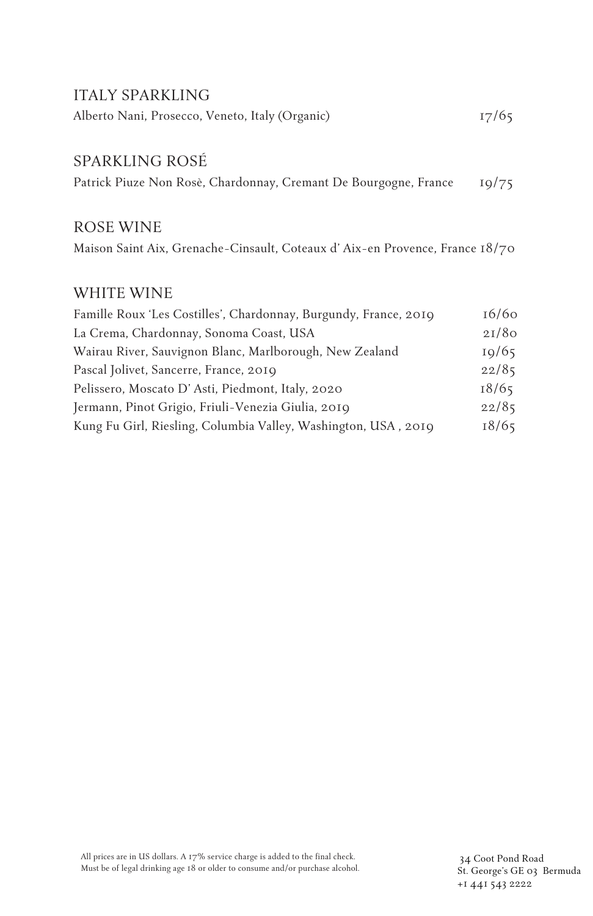## ITALY SPARKLING

Alberto Nani, Prosecco, Veneto, Italy (Organic) 17/65

## SPARKLING ROSÉ

Patrick Piuze Non Rosè, Chardonnay, Cremant De Bourgogne, France 19/75

## ROSE WINE

Maison Saint Aix, Grenache-Cinsault, Coteaux d' Aix-en Provence, France 18/70

## WHITE WINE

Famille Roux 'Les Costilles', Chardonnay, Burgundy, France, 2019 16/60

La Crema, Chardonnay, Sonoma Coast, USA 21/80

Wairau River, Sauvignon Blanc, Marlborough, New Zealand 19/65

Pascal Jolivet, Sancerre, France, 2019 22/85

Pelissero, Moscato D' Asti, Piedmont, Italy, 2020 18/65

Jermann, Pinot Grigio, Friuli-Venezia Giulia, 2019 22/85

Kung Fu Girl, Riesling, Columbia Valley, Washington, USA , 2019 18/65

All prices are in US dollars. A 17% service charge is added to the final check.
Must be of legal drinking age 18 or older to consume and/or purchase alcohol.

34 Coot Pond Road
St. George's GE 03 Bermuda
+1 441 543 2222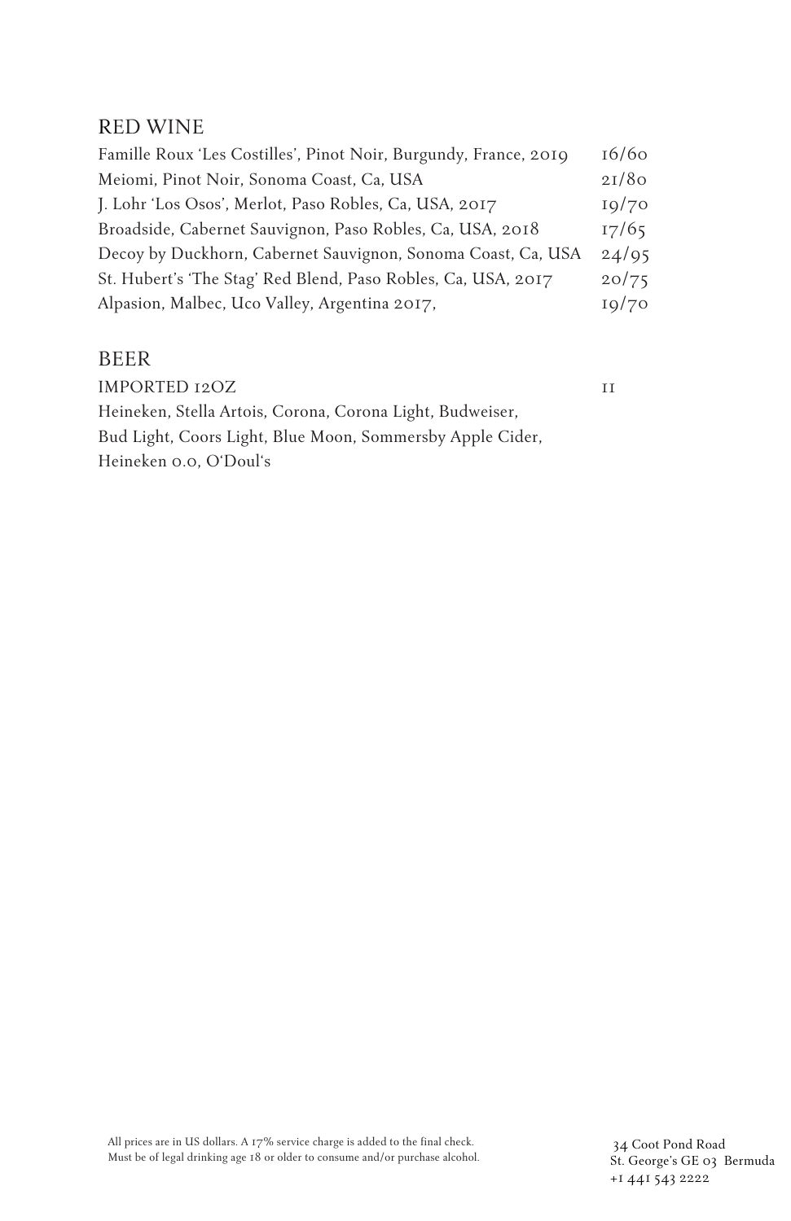## RED WINE

| | |
|---|---|
| Famille Roux 'Les Costilles', Pinot Noir, Burgundy, France, 2019 | 16/60 |
| Meiomi, Pinot Noir, Sonoma Coast, Ca, USA | 21/80 |
| J. Lohr 'Los Osos', Merlot, Paso Robles, Ca, USA, 2017 | 19/70 |
| Broadside, Cabernet Sauvignon, Paso Robles, Ca, USA, 2018 | 17/65 |
| Decoy by Duckhorn, Cabernet Sauvignon, Sonoma Coast, Ca, USA | 24/95 |
| St. Hubert's 'The Stag' Red Blend, Paso Robles, Ca, USA, 2017 | 20/75 |
| Alpasion, Malbec, Uco Valley, Argentina 2017, | 19/70 |

## BEER

| | |
|---|---|
| IMPORTED 12OZ | 11 |

Heineken, Stella Artois, Corona, Corona Light, Budweiser, Bud Light, Coors Light, Blue Moon, Sommersby Apple Cider, Heineken 0.0, O'Doul's

All prices are in US dollars. A 17% service charge is added to the final check.
Must be of legal drinking age 18 or older to consume and/or purchase alcohol.

34 Coot Pond Road
St. George's GE 03 Bermuda
+1 441 543 2222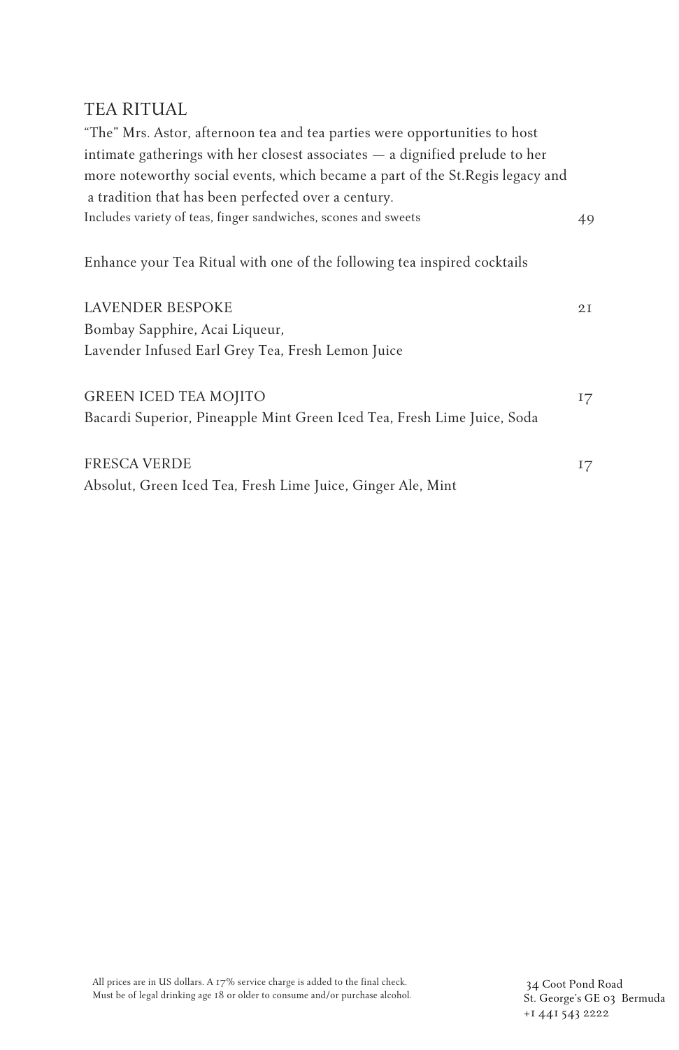## TEA RITUAL

"The" Mrs. Astor, afternoon tea and tea parties were opportunities to host intimate gatherings with her closest associates — a dignified prelude to her more noteworthy social events, which became a part of the St.Regis legacy and a tradition that has been perfected over a century.

Includes variety of teas, finger sandwiches, scones and sweets — 49

Enhance your Tea Ritual with one of the following tea inspired cocktails

**LAVENDER BESPOKE** — 21
Bombay Sapphire, Acai Liqueur,
Lavender Infused Earl Grey Tea, Fresh Lemon Juice

**GREEN ICED TEA MOJITO** — 17
Bacardi Superior, Pineapple Mint Green Iced Tea, Fresh Lime Juice, Soda

**FRESCA VERDE** — 17
Absolut, Green Iced Tea, Fresh Lime Juice, Ginger Ale, Mint

All prices are in US dollars. A 17% service charge is added to the final check.
Must be of legal drinking age 18 or older to consume and/or purchase alcohol.

34 Coot Pond Road
St. George's GE 03 Bermuda
+1 441 543 2222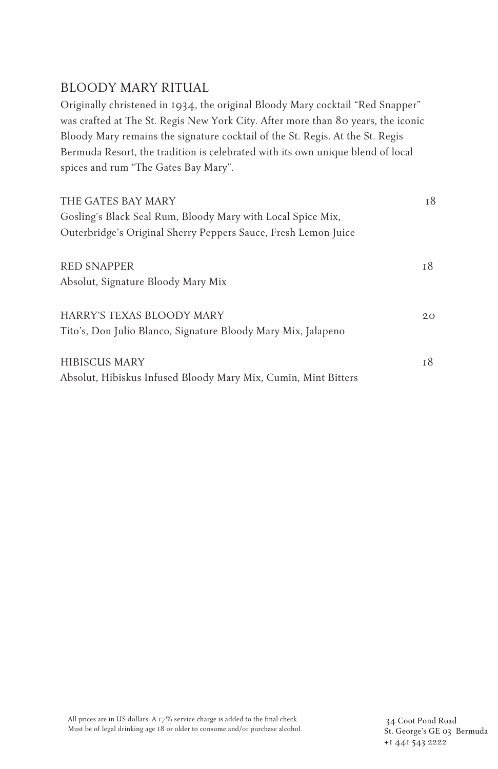## BLOODY MARY RITUAL

Originally christened in 1934, the original Bloody Mary cocktail "Red Snapper" was crafted at The St. Regis New York City. After more than 80 years, the iconic Bloody Mary remains the signature cocktail of the St. Regis. At the St. Regis Bermuda Resort, the tradition is celebrated with its own unique blend of local spices and rum "The Gates Bay Mary".

THE GATES BAY MARY 18
Gosling's Black Seal Rum, Bloody Mary with Local Spice Mix, Outerbridge's Original Sherry Peppers Sauce, Fresh Lemon Juice

RED SNAPPER 18
Absolut, Signature Bloody Mary Mix

HARRY'S TEXAS BLOODY MARY 20
Tito's, Don Julio Blanco, Signature Bloody Mary Mix, Jalapeno

HIBISCUS MARY 18
Absolut, Hibiskus Infused Bloody Mary Mix, Cumin, Mint Bitters

All prices are in US dollars. A 17% service charge is added to the final check.
Must be of legal drinking age 18 or older to consume and/or purchase alcohol.

34 Coot Pond Road
St. George's GE 03 Bermuda
+1 441 543 2222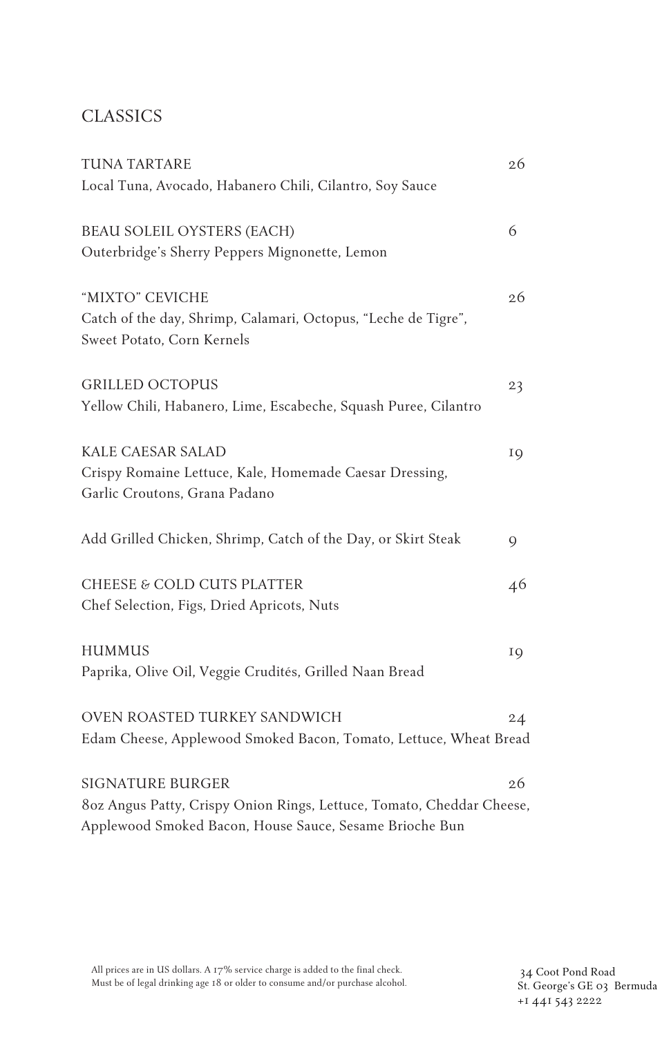# CLASSICS

**TUNA TARTARE** 26
Local Tuna, Avocado, Habanero Chili, Cilantro, Soy Sauce

**BEAU SOLEIL OYSTERS (EACH)** 6
Outerbridge's Sherry Peppers Mignonette, Lemon

**"MIXTO" CEVICHE** 26
Catch of the day, Shrimp, Calamari, Octopus, "Leche de Tigre", Sweet Potato, Corn Kernels

**GRILLED OCTOPUS** 23
Yellow Chili, Habanero, Lime, Escabeche, Squash Puree, Cilantro

**KALE CAESAR SALAD** 19
Crispy Romaine Lettuce, Kale, Homemade Caesar Dressing, Garlic Croutons, Grana Padano

Add Grilled Chicken, Shrimp, Catch of the Day, or Skirt Steak 9

**CHEESE & COLD CUTS PLATTER** 46
Chef Selection, Figs, Dried Apricots, Nuts

**HUMMUS** 19
Paprika, Olive Oil, Veggie Crudités, Grilled Naan Bread

**OVEN ROASTED TURKEY SANDWICH** 24
Edam Cheese, Applewood Smoked Bacon, Tomato, Lettuce, Wheat Bread

**SIGNATURE BURGER** 26
8oz Angus Patty, Crispy Onion Rings, Lettuce, Tomato, Cheddar Cheese, Applewood Smoked Bacon, House Sauce, Sesame Brioche Bun

All prices are in US dollars. A 17% service charge is added to the final check.
Must be of legal drinking age 18 or older to consume and/or purchase alcohol.

34 Coot Pond Road
St. George's GE 03 Bermuda
+1 441 543 2222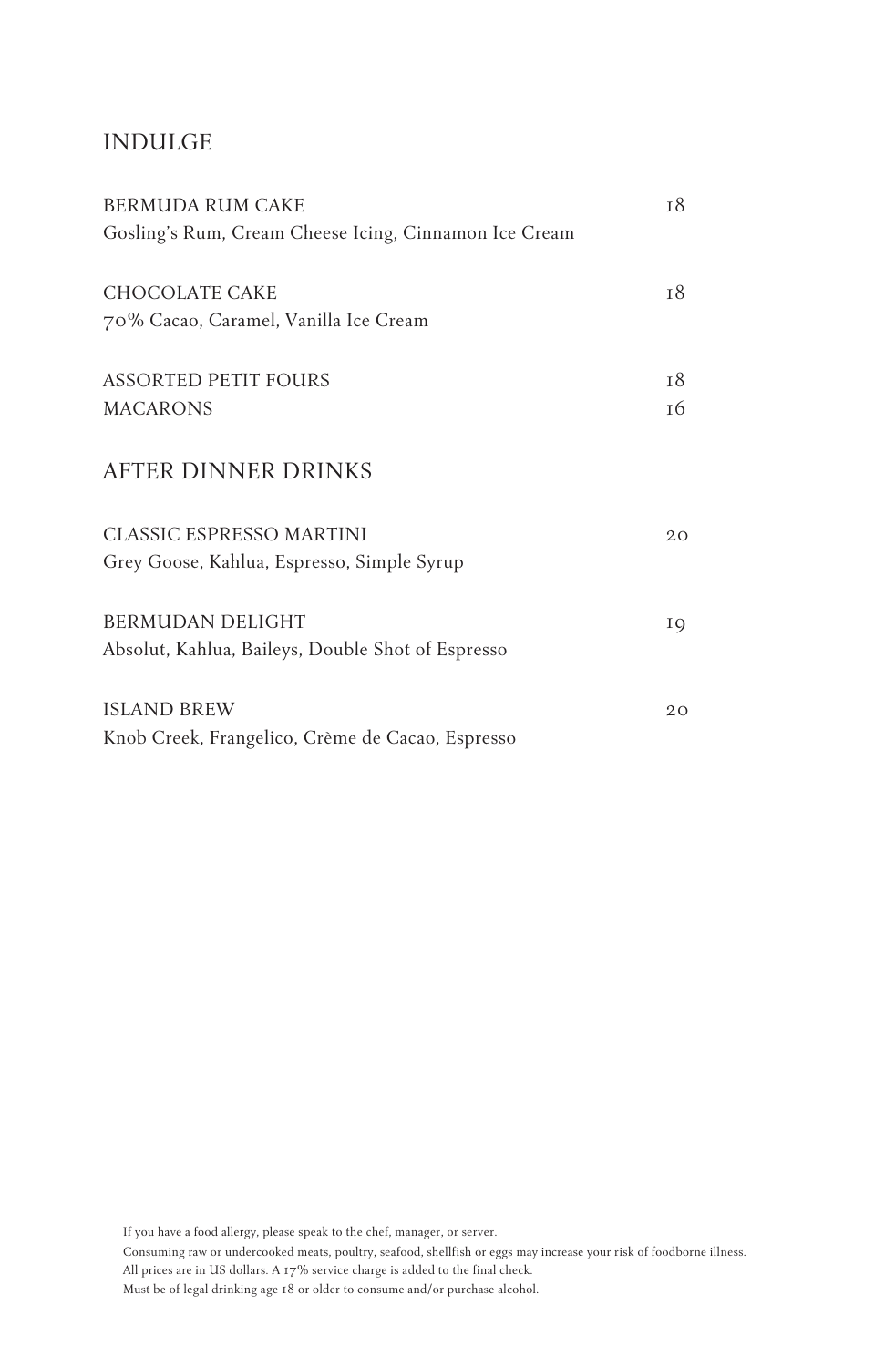## INDULGE

BERMUDA RUM CAKE 18
Gosling's Rum, Cream Cheese Icing, Cinnamon Ice Cream

CHOCOLATE CAKE 18
70% Cacao, Caramel, Vanilla Ice Cream

ASSORTED PETIT FOURS 18
MACARONS 16

## AFTER DINNER DRINKS

CLASSIC ESPRESSO MARTINI 20
Grey Goose, Kahlua, Espresso, Simple Syrup

BERMUDAN DELIGHT 19
Absolut, Kahlua, Baileys, Double Shot of Espresso

ISLAND BREW 20
Knob Creek, Frangelico, Crème de Cacao, Espresso

If you have a food allergy, please speak to the chef, manager, or server.
Consuming raw or undercooked meats, poultry, seafood, shellfish or eggs may increase your risk of foodborne illness.
All prices are in US dollars. A 17% service charge is added to the final check.
Must be of legal drinking age 18 or older to consume and/or purchase alcohol.